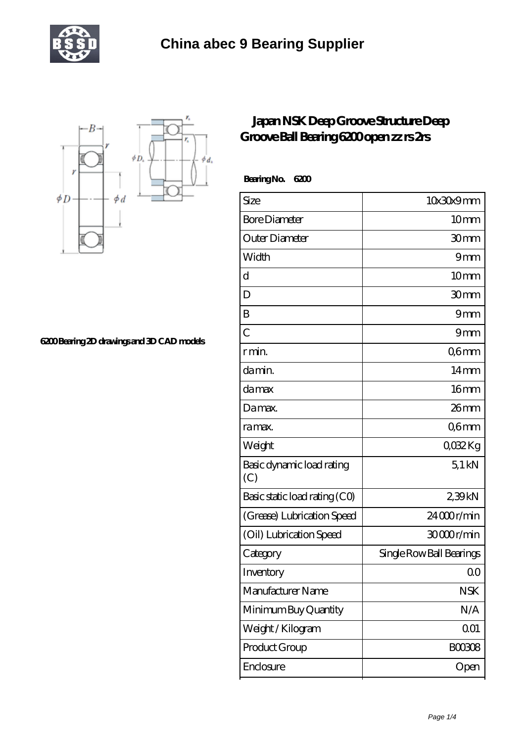# China abec 9 Bearing Supplier

6200 Bearing 2D drawings and 3D CAD models

## Japan NSK Deep Groove Structure Deep Groove Ball Bearing 6200 open zz rs 2rs

**Bearing No. 6200**

| | |
|---|---|
| Size | 10x30x9 mm |
| Bore Diameter | 10 mm |
| Outer Diameter | 30 mm |
| Width | 9 mm |
| d | 10 mm |
| D | 30 mm |
| B | 9 mm |
| C | 9 mm |
| r min. | 0,6 mm |
| da min. | 14 mm |
| da max | 16 mm |
| Da max. | 26 mm |
| ra max. | 0,6 mm |
| Weight | 0,032 Kg |
| Basic dynamic load rating (C) | 5,1 kN |
| Basic static load rating (C0) | 2,39 kN |
| (Grease) Lubrication Speed | 24 000 r/min |
| (Oil) Lubrication Speed | 30 000 r/min |
| Category | Single Row Ball Bearings |
| Inventory | 0.0 |
| Manufacturer Name | NSK |
| Minimum Buy Quantity | N/A |
| Weight / Kilogram | 0.01 |
| Product Group | B00308 |
| Enclosure | Open |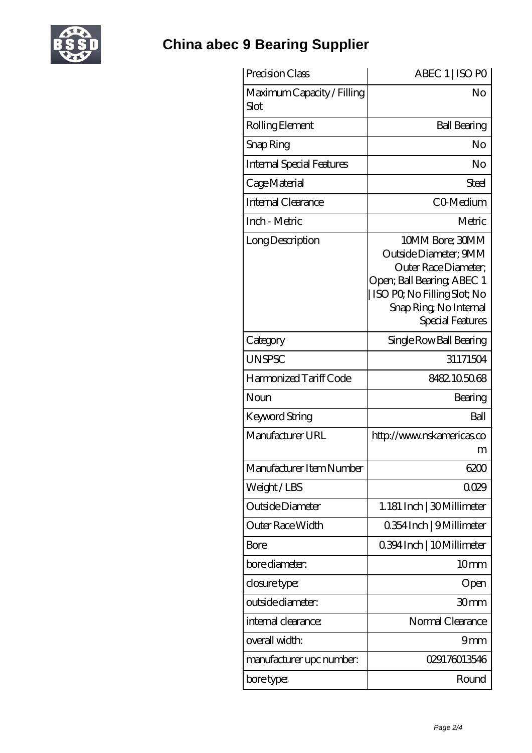# China abec 9 Bearing Supplier

| Precision Class | ABEC 1 \| ISO P0 |
|---|---|
| Maximum Capacity / Filling Slot | No |
| Rolling Element | Ball Bearing |
| Snap Ring | No |
| Internal Special Features | No |
| Cage Material | Steel |
| Internal Clearance | C0-Medium |
| Inch - Metric | Metric |
| Long Description | 10MM Bore; 30MM Outside Diameter; 9MM Outer Race Diameter; Open; Ball Bearing; ABEC 1 \| ISO P0; No Filling Slot; No Snap Ring; No Internal Special Features |
| Category | Single Row Ball Bearing |
| UNSPSC | 31171504 |
| Harmonized Tariff Code | 8482.10.50.68 |
| Noun | Bearing |
| Keyword String | Ball |
| Manufacturer URL | http://www.nskamericas.com |
| Manufacturer Item Number | 6200 |
| Weight / LBS | 0.029 |
| Outside Diameter | 1.181 Inch \| 30 Millimeter |
| Outer Race Width | 0.354 Inch \| 9 Millimeter |
| Bore | 0.394 Inch \| 10 Millimeter |
| bore diameter: | 10 mm |
| closure type: | Open |
| outside diameter: | 30 mm |
| internal clearance: | Normal Clearance |
| overall width: | 9 mm |
| manufacturer upc number: | 029176013546 |
| bore type: | Round |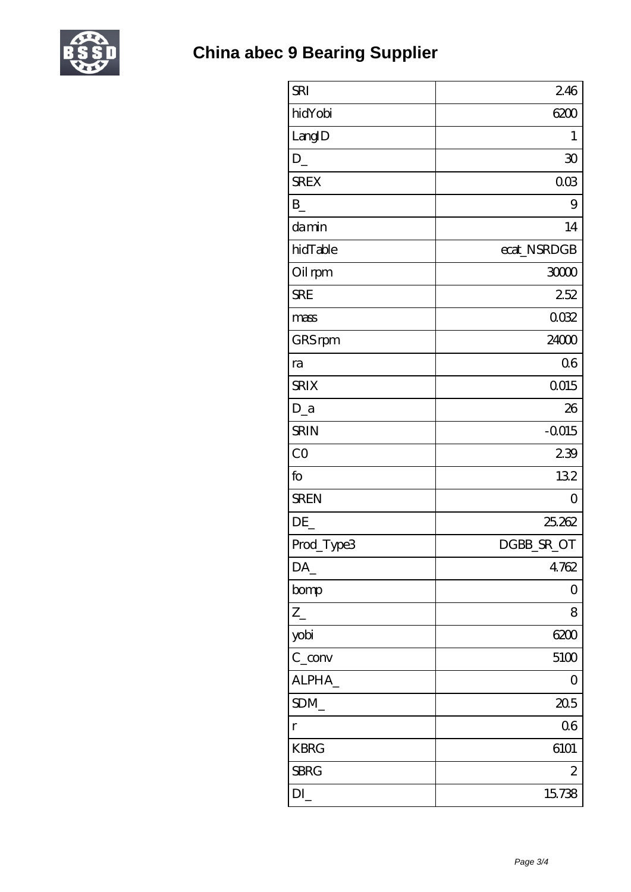| SRI | 2.46 |
| --- | --- |
| hidYobi | 6200 |
| LangID | 1 |
| D_ | 30 |
| SREX | 0.03 |
| B_ | 9 |
| da min | 14 |
| hidTable | ecat_NSRDGB |
| Oil rpm | 30000 |
| SRE | 2.52 |
| mass | 0.032 |
| GRS rpm | 24000 |
| ra | 0.6 |
| SRIX | 0.015 |
| D_a | 26 |
| SRIN | -0.015 |
| C0 | 2.39 |
| fo | 13.2 |
| SREN | 0 |
| DE_ | 25.262 |
| Prod_Type3 | DGBB_SR_OT |
| DA_ | 4.762 |
| bomp | 0 |
| Z_ | 8 |
| yobi | 6200 |
| C_conv | 5100 |
| ALPHA_ | 0 |
| SDM_ | 20.5 |
| r | 0.6 |
| KBRG | 6101 |
| SBRG | 2 |
| DI_ | 15.738 |